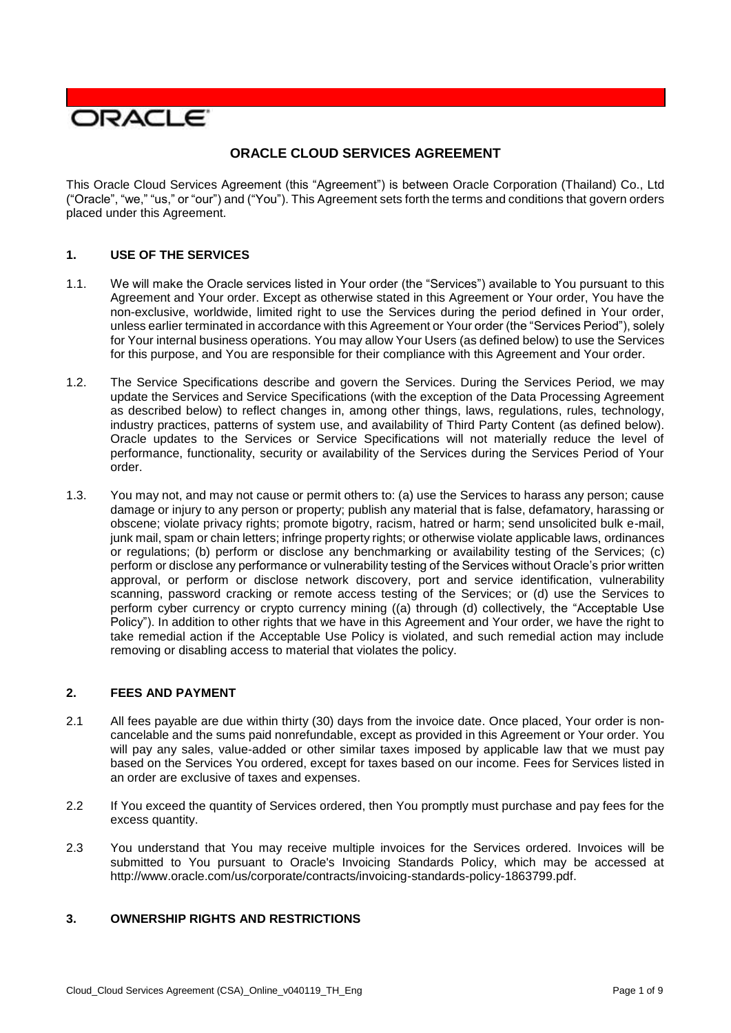ORACLE

# ORACLE CLOUD SERVICES AGREEMENT

This Oracle Cloud Services Agreement (this "Agreement") is between Oracle Corporation (Thailand) Co., Ltd ("Oracle", "we," "us," or "our") and ("You"). This Agreement sets forth the terms and conditions that govern orders placed under this Agreement.

## 1. USE OF THE SERVICES

1.1. We will make the Oracle services listed in Your order (the "Services") available to You pursuant to this Agreement and Your order. Except as otherwise stated in this Agreement or Your order, You have the non-exclusive, worldwide, limited right to use the Services during the period defined in Your order, unless earlier terminated in accordance with this Agreement or Your order (the "Services Period"), solely for Your internal business operations. You may allow Your Users (as defined below) to use the Services for this purpose, and You are responsible for their compliance with this Agreement and Your order.

1.2. The Service Specifications describe and govern the Services. During the Services Period, we may update the Services and Service Specifications (with the exception of the Data Processing Agreement as described below) to reflect changes in, among other things, laws, regulations, rules, technology, industry practices, patterns of system use, and availability of Third Party Content (as defined below). Oracle updates to the Services or Service Specifications will not materially reduce the level of performance, functionality, security or availability of the Services during the Services Period of Your order.

1.3. You may not, and may not cause or permit others to: (a) use the Services to harass any person; cause damage or injury to any person or property; publish any material that is false, defamatory, harassing or obscene; violate privacy rights; promote bigotry, racism, hatred or harm; send unsolicited bulk e-mail, junk mail, spam or chain letters; infringe property rights; or otherwise violate applicable laws, ordinances or regulations; (b) perform or disclose any benchmarking or availability testing of the Services; (c) perform or disclose any performance or vulnerability testing of the Services without Oracle's prior written approval, or perform or disclose network discovery, port and service identification, vulnerability scanning, password cracking or remote access testing of the Services; or (d) use the Services to perform cyber currency or crypto currency mining ((a) through (d) collectively, the "Acceptable Use Policy"). In addition to other rights that we have in this Agreement and Your order, we have the right to take remedial action if the Acceptable Use Policy is violated, and such remedial action may include removing or disabling access to material that violates the policy.

## 2. FEES AND PAYMENT

2.1 All fees payable are due within thirty (30) days from the invoice date. Once placed, Your order is non-cancelable and the sums paid nonrefundable, except as provided in this Agreement or Your order. You will pay any sales, value-added or other similar taxes imposed by applicable law that we must pay based on the Services You ordered, except for taxes based on our income. Fees for Services listed in an order are exclusive of taxes and expenses.

2.2 If You exceed the quantity of Services ordered, then You promptly must purchase and pay fees for the excess quantity.

2.3 You understand that You may receive multiple invoices for the Services ordered. Invoices will be submitted to You pursuant to Oracle's Invoicing Standards Policy, which may be accessed at http://www.oracle.com/us/corporate/contracts/invoicing-standards-policy-1863799.pdf.

## 3. OWNERSHIP RIGHTS AND RESTRICTIONS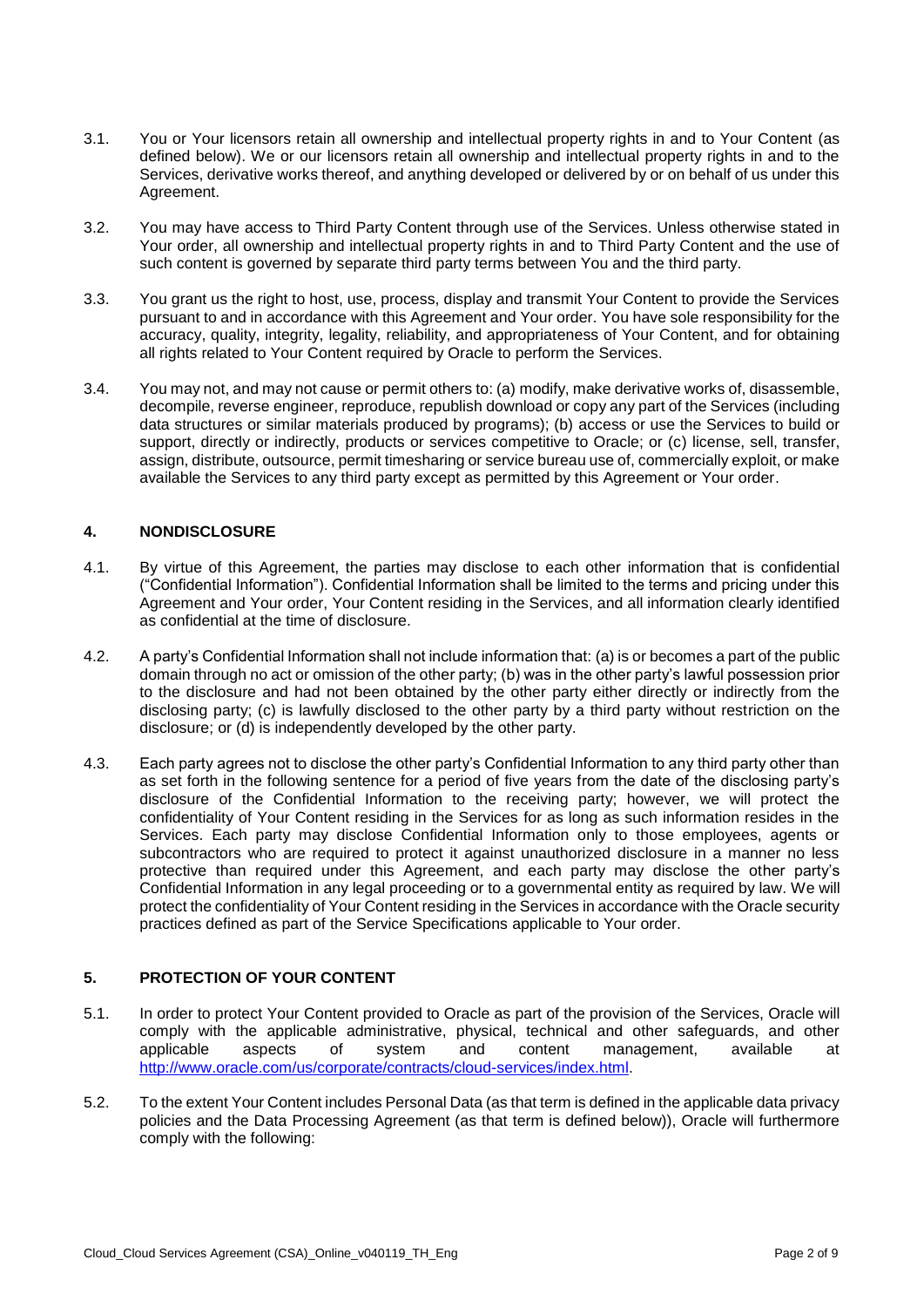3.1. You or Your licensors retain all ownership and intellectual property rights in and to Your Content (as defined below). We or our licensors retain all ownership and intellectual property rights in and to the Services, derivative works thereof, and anything developed or delivered by or on behalf of us under this Agreement.

3.2. You may have access to Third Party Content through use of the Services. Unless otherwise stated in Your order, all ownership and intellectual property rights in and to Third Party Content and the use of such content is governed by separate third party terms between You and the third party.

3.3. You grant us the right to host, use, process, display and transmit Your Content to provide the Services pursuant to and in accordance with this Agreement and Your order. You have sole responsibility for the accuracy, quality, integrity, legality, reliability, and appropriateness of Your Content, and for obtaining all rights related to Your Content required by Oracle to perform the Services.

3.4. You may not, and may not cause or permit others to: (a) modify, make derivative works of, disassemble, decompile, reverse engineer, reproduce, republish download or copy any part of the Services (including data structures or similar materials produced by programs); (b) access or use the Services to build or support, directly or indirectly, products or services competitive to Oracle; or (c) license, sell, transfer, assign, distribute, outsource, permit timesharing or service bureau use of, commercially exploit, or make available the Services to any third party except as permitted by this Agreement or Your order.

## 4. NONDISCLOSURE

4.1. By virtue of this Agreement, the parties may disclose to each other information that is confidential ("Confidential Information"). Confidential Information shall be limited to the terms and pricing under this Agreement and Your order, Your Content residing in the Services, and all information clearly identified as confidential at the time of disclosure.

4.2. A party's Confidential Information shall not include information that: (a) is or becomes a part of the public domain through no act or omission of the other party; (b) was in the other party's lawful possession prior to the disclosure and had not been obtained by the other party either directly or indirectly from the disclosing party; (c) is lawfully disclosed to the other party by a third party without restriction on the disclosure; or (d) is independently developed by the other party.

4.3. Each party agrees not to disclose the other party's Confidential Information to any third party other than as set forth in the following sentence for a period of five years from the date of the disclosing party's disclosure of the Confidential Information to the receiving party; however, we will protect the confidentiality of Your Content residing in the Services for as long as such information resides in the Services. Each party may disclose Confidential Information only to those employees, agents or subcontractors who are required to protect it against unauthorized disclosure in a manner no less protective than required under this Agreement, and each party may disclose the other party's Confidential Information in any legal proceeding or to a governmental entity as required by law. We will protect the confidentiality of Your Content residing in the Services in accordance with the Oracle security practices defined as part of the Service Specifications applicable to Your order.

## 5. PROTECTION OF YOUR CONTENT

5.1. In order to protect Your Content provided to Oracle as part of the provision of the Services, Oracle will comply with the applicable administrative, physical, technical and other safeguards, and other applicable aspects of system and content management, available at http://www.oracle.com/us/corporate/contracts/cloud-services/index.html.

5.2. To the extent Your Content includes Personal Data (as that term is defined in the applicable data privacy policies and the Data Processing Agreement (as that term is defined below)), Oracle will furthermore comply with the following: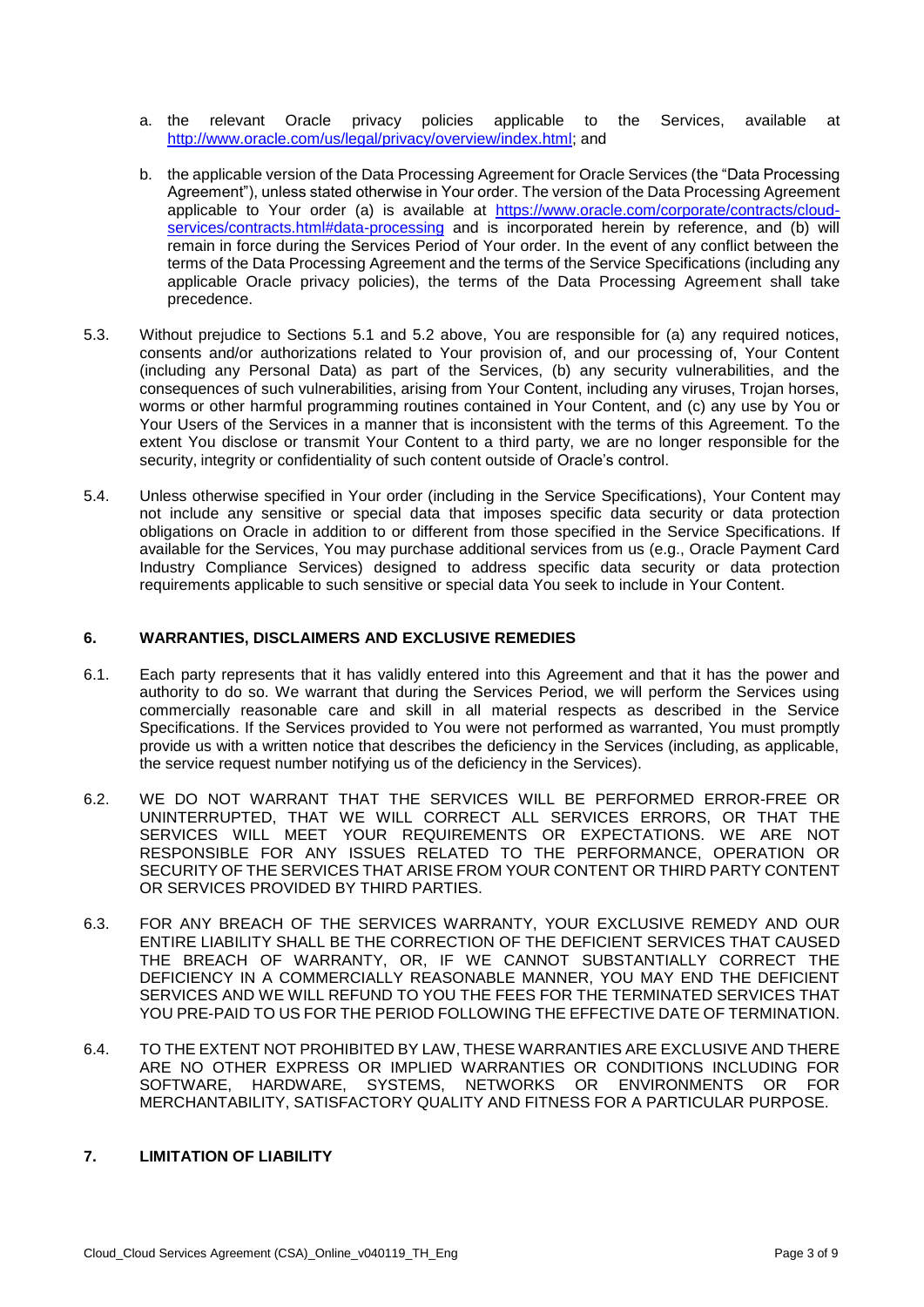a. the relevant Oracle privacy policies applicable to the Services, available at [http://www.oracle.com/us/legal/privacy/overview/index.html](http://www.oracle.com/us/legal/privacy/overview/index.html); and

b. the applicable version of the Data Processing Agreement for Oracle Services (the "Data Processing Agreement"), unless stated otherwise in Your order. The version of the Data Processing Agreement applicable to Your order (a) is available at [https://www.oracle.com/corporate/contracts/cloud-services/contracts.html#data-processing](https://www.oracle.com/corporate/contracts/cloud-services/contracts.html#data-processing) and is incorporated herein by reference, and (b) will remain in force during the Services Period of Your order. In the event of any conflict between the terms of the Data Processing Agreement and the terms of the Service Specifications (including any applicable Oracle privacy policies), the terms of the Data Processing Agreement shall take precedence.

5.3. Without prejudice to Sections 5.1 and 5.2 above, You are responsible for (a) any required notices, consents and/or authorizations related to Your provision of, and our processing of, Your Content (including any Personal Data) as part of the Services, (b) any security vulnerabilities, and the consequences of such vulnerabilities, arising from Your Content, including any viruses, Trojan horses, worms or other harmful programming routines contained in Your Content, and (c) any use by You or Your Users of the Services in a manner that is inconsistent with the terms of this Agreement. To the extent You disclose or transmit Your Content to a third party, we are no longer responsible for the security, integrity or confidentiality of such content outside of Oracle's control.

5.4. Unless otherwise specified in Your order (including in the Service Specifications), Your Content may not include any sensitive or special data that imposes specific data security or data protection obligations on Oracle in addition to or different from those specified in the Service Specifications. If available for the Services, You may purchase additional services from us (e.g., Oracle Payment Card Industry Compliance Services) designed to address specific data security or data protection requirements applicable to such sensitive or special data You seek to include in Your Content.

## 6. WARRANTIES, DISCLAIMERS AND EXCLUSIVE REMEDIES

6.1. Each party represents that it has validly entered into this Agreement and that it has the power and authority to do so. We warrant that during the Services Period, we will perform the Services using commercially reasonable care and skill in all material respects as described in the Service Specifications. If the Services provided to You were not performed as warranted, You must promptly provide us with a written notice that describes the deficiency in the Services (including, as applicable, the service request number notifying us of the deficiency in the Services).

6.2. WE DO NOT WARRANT THAT THE SERVICES WILL BE PERFORMED ERROR-FREE OR UNINTERRUPTED, THAT WE WILL CORRECT ALL SERVICES ERRORS, OR THAT THE SERVICES WILL MEET YOUR REQUIREMENTS OR EXPECTATIONS. WE ARE NOT RESPONSIBLE FOR ANY ISSUES RELATED TO THE PERFORMANCE, OPERATION OR SECURITY OF THE SERVICES THAT ARISE FROM YOUR CONTENT OR THIRD PARTY CONTENT OR SERVICES PROVIDED BY THIRD PARTIES.

6.3. FOR ANY BREACH OF THE SERVICES WARRANTY, YOUR EXCLUSIVE REMEDY AND OUR ENTIRE LIABILITY SHALL BE THE CORRECTION OF THE DEFICIENT SERVICES THAT CAUSED THE BREACH OF WARRANTY, OR, IF WE CANNOT SUBSTANTIALLY CORRECT THE DEFICIENCY IN A COMMERCIALLY REASONABLE MANNER, YOU MAY END THE DEFICIENT SERVICES AND WE WILL REFUND TO YOU THE FEES FOR THE TERMINATED SERVICES THAT YOU PRE-PAID TO US FOR THE PERIOD FOLLOWING THE EFFECTIVE DATE OF TERMINATION.

6.4. TO THE EXTENT NOT PROHIBITED BY LAW, THESE WARRANTIES ARE EXCLUSIVE AND THERE ARE NO OTHER EXPRESS OR IMPLIED WARRANTIES OR CONDITIONS INCLUDING FOR SOFTWARE, HARDWARE, SYSTEMS, NETWORKS OR ENVIRONMENTS OR FOR MERCHANTABILITY, SATISFACTORY QUALITY AND FITNESS FOR A PARTICULAR PURPOSE.

## 7. LIMITATION OF LIABILITY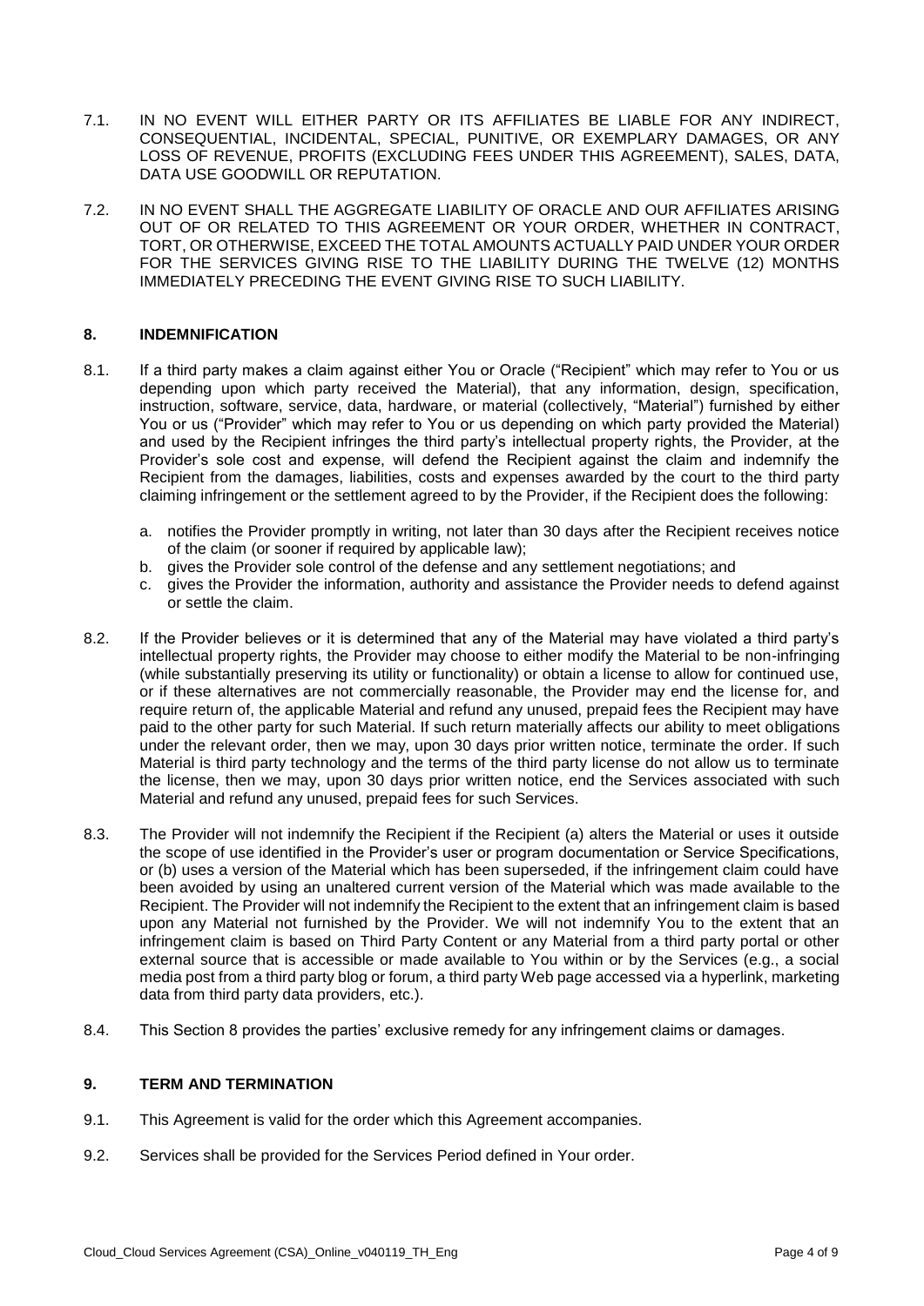7.1. IN NO EVENT WILL EITHER PARTY OR ITS AFFILIATES BE LIABLE FOR ANY INDIRECT, CONSEQUENTIAL, INCIDENTAL, SPECIAL, PUNITIVE, OR EXEMPLARY DAMAGES, OR ANY LOSS OF REVENUE, PROFITS (EXCLUDING FEES UNDER THIS AGREEMENT), SALES, DATA, DATA USE GOODWILL OR REPUTATION.

7.2. IN NO EVENT SHALL THE AGGREGATE LIABILITY OF ORACLE AND OUR AFFILIATES ARISING OUT OF OR RELATED TO THIS AGREEMENT OR YOUR ORDER, WHETHER IN CONTRACT, TORT, OR OTHERWISE, EXCEED THE TOTAL AMOUNTS ACTUALLY PAID UNDER YOUR ORDER FOR THE SERVICES GIVING RISE TO THE LIABILITY DURING THE TWELVE (12) MONTHS IMMEDIATELY PRECEDING THE EVENT GIVING RISE TO SUCH LIABILITY.

## 8. INDEMNIFICATION

8.1. If a third party makes a claim against either You or Oracle ("Recipient" which may refer to You or us depending upon which party received the Material), that any information, design, specification, instruction, software, service, data, hardware, or material (collectively, "Material") furnished by either You or us ("Provider" which may refer to You or us depending on which party provided the Material) and used by the Recipient infringes the third party's intellectual property rights, the Provider, at the Provider's sole cost and expense, will defend the Recipient against the claim and indemnify the Recipient from the damages, liabilities, costs and expenses awarded by the court to the third party claiming infringement or the settlement agreed to by the Provider, if the Recipient does the following:

a. notifies the Provider promptly in writing, not later than 30 days after the Recipient receives notice of the claim (or sooner if required by applicable law);
b. gives the Provider sole control of the defense and any settlement negotiations; and
c. gives the Provider the information, authority and assistance the Provider needs to defend against or settle the claim.

8.2. If the Provider believes or it is determined that any of the Material may have violated a third party's intellectual property rights, the Provider may choose to either modify the Material to be non-infringing (while substantially preserving its utility or functionality) or obtain a license to allow for continued use, or if these alternatives are not commercially reasonable, the Provider may end the license for, and require return of, the applicable Material and refund any unused, prepaid fees the Recipient may have paid to the other party for such Material. If such return materially affects our ability to meet obligations under the relevant order, then we may, upon 30 days prior written notice, terminate the order. If such Material is third party technology and the terms of the third party license do not allow us to terminate the license, then we may, upon 30 days prior written notice, end the Services associated with such Material and refund any unused, prepaid fees for such Services.

8.3. The Provider will not indemnify the Recipient if the Recipient (a) alters the Material or uses it outside the scope of use identified in the Provider's user or program documentation or Service Specifications, or (b) uses a version of the Material which has been superseded, if the infringement claim could have been avoided by using an unaltered current version of the Material which was made available to the Recipient. The Provider will not indemnify the Recipient to the extent that an infringement claim is based upon any Material not furnished by the Provider. We will not indemnify You to the extent that an infringement claim is based on Third Party Content or any Material from a third party portal or other external source that is accessible or made available to You within or by the Services (e.g., a social media post from a third party blog or forum, a third party Web page accessed via a hyperlink, marketing data from third party data providers, etc.).

8.4. This Section 8 provides the parties' exclusive remedy for any infringement claims or damages.

## 9. TERM AND TERMINATION

9.1. This Agreement is valid for the order which this Agreement accompanies.

9.2. Services shall be provided for the Services Period defined in Your order.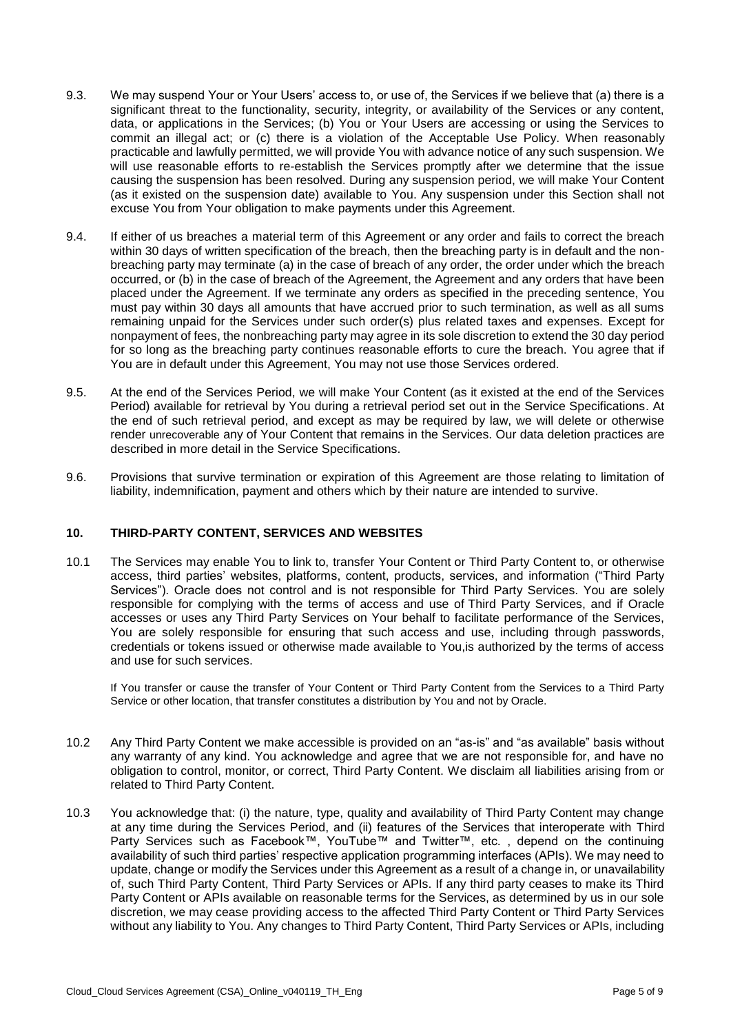9.3. We may suspend Your or Your Users' access to, or use of, the Services if we believe that (a) there is a significant threat to the functionality, security, integrity, or availability of the Services or any content, data, or applications in the Services; (b) You or Your Users are accessing or using the Services to commit an illegal act; or (c) there is a violation of the Acceptable Use Policy. When reasonably practicable and lawfully permitted, we will provide You with advance notice of any such suspension. We will use reasonable efforts to re-establish the Services promptly after we determine that the issue causing the suspension has been resolved. During any suspension period, we will make Your Content (as it existed on the suspension date) available to You. Any suspension under this Section shall not excuse You from Your obligation to make payments under this Agreement.

9.4. If either of us breaches a material term of this Agreement or any order and fails to correct the breach within 30 days of written specification of the breach, then the breaching party is in default and the non-breaching party may terminate (a) in the case of breach of any order, the order under which the breach occurred, or (b) in the case of breach of the Agreement, the Agreement and any orders that have been placed under the Agreement. If we terminate any orders as specified in the preceding sentence, You must pay within 30 days all amounts that have accrued prior to such termination, as well as all sums remaining unpaid for the Services under such order(s) plus related taxes and expenses. Except for nonpayment of fees, the nonbreaching party may agree in its sole discretion to extend the 30 day period for so long as the breaching party continues reasonable efforts to cure the breach. You agree that if You are in default under this Agreement, You may not use those Services ordered.

9.5. At the end of the Services Period, we will make Your Content (as it existed at the end of the Services Period) available for retrieval by You during a retrieval period set out in the Service Specifications. At the end of such retrieval period, and except as may be required by law, we will delete or otherwise render unrecoverable any of Your Content that remains in the Services. Our data deletion practices are described in more detail in the Service Specifications.

9.6. Provisions that survive termination or expiration of this Agreement are those relating to limitation of liability, indemnification, payment and others which by their nature are intended to survive.

## 10. THIRD-PARTY CONTENT, SERVICES AND WEBSITES

10.1 The Services may enable You to link to, transfer Your Content or Third Party Content to, or otherwise access, third parties' websites, platforms, content, products, services, and information ("Third Party Services"). Oracle does not control and is not responsible for Third Party Services. You are solely responsible for complying with the terms of access and use of Third Party Services, and if Oracle accesses or uses any Third Party Services on Your behalf to facilitate performance of the Services, You are solely responsible for ensuring that such access and use, including through passwords, credentials or tokens issued or otherwise made available to You,is authorized by the terms of access and use for such services.

If You transfer or cause the transfer of Your Content or Third Party Content from the Services to a Third Party Service or other location, that transfer constitutes a distribution by You and not by Oracle.

10.2 Any Third Party Content we make accessible is provided on an "as-is" and "as available" basis without any warranty of any kind. You acknowledge and agree that we are not responsible for, and have no obligation to control, monitor, or correct, Third Party Content. We disclaim all liabilities arising from or related to Third Party Content.

10.3 You acknowledge that: (i) the nature, type, quality and availability of Third Party Content may change at any time during the Services Period, and (ii) features of the Services that interoperate with Third Party Services such as Facebook™, YouTube™ and Twitter™, etc. , depend on the continuing availability of such third parties' respective application programming interfaces (APIs). We may need to update, change or modify the Services under this Agreement as a result of a change in, or unavailability of, such Third Party Content, Third Party Services or APIs. If any third party ceases to make its Third Party Content or APIs available on reasonable terms for the Services, as determined by us in our sole discretion, we may cease providing access to the affected Third Party Content or Third Party Services without any liability to You. Any changes to Third Party Content, Third Party Services or APIs, including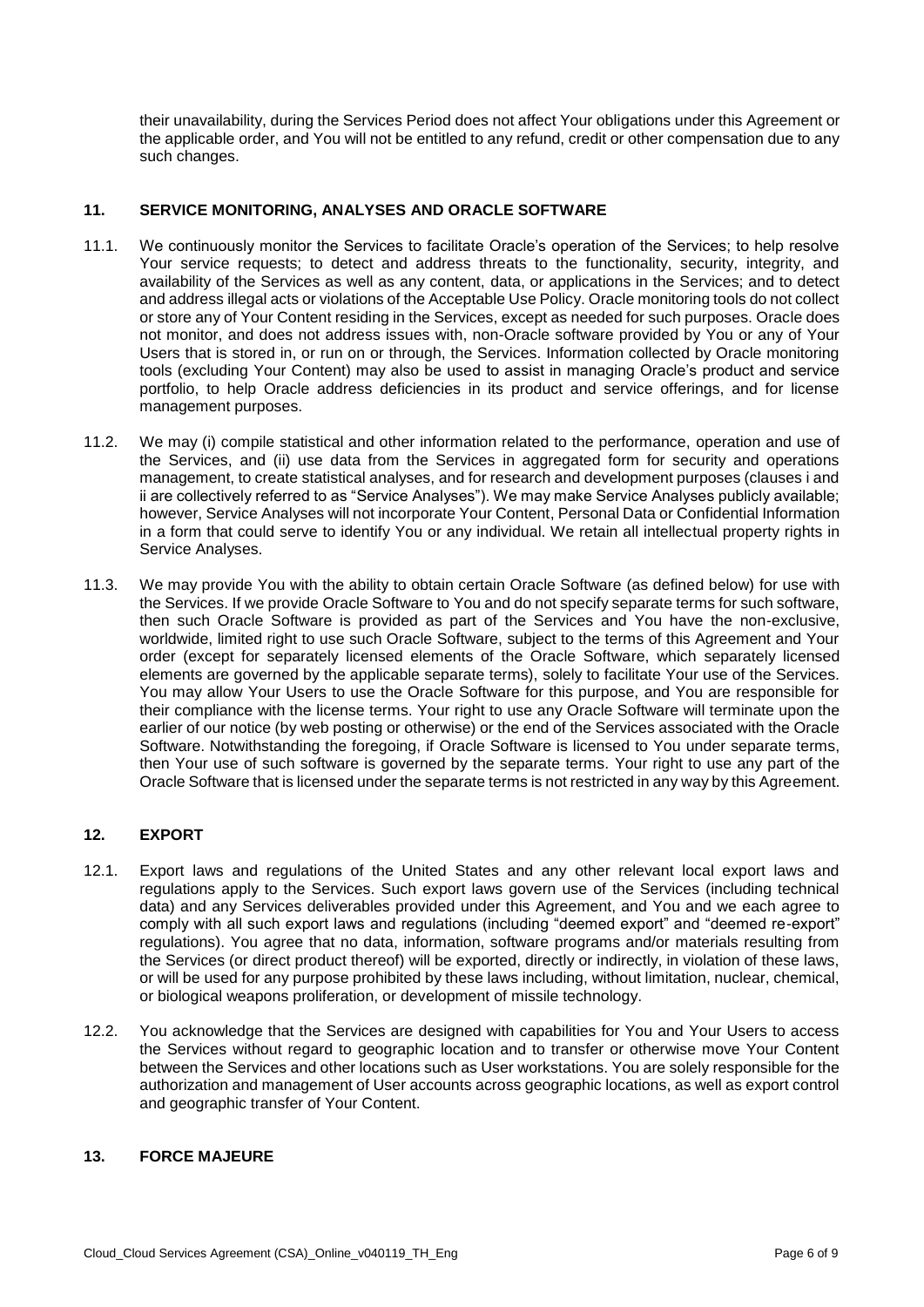their unavailability, during the Services Period does not affect Your obligations under this Agreement or the applicable order, and You will not be entitled to any refund, credit or other compensation due to any such changes.

## 11. SERVICE MONITORING, ANALYSES AND ORACLE SOFTWARE

11.1. We continuously monitor the Services to facilitate Oracle's operation of the Services; to help resolve Your service requests; to detect and address threats to the functionality, security, integrity, and availability of the Services as well as any content, data, or applications in the Services; and to detect and address illegal acts or violations of the Acceptable Use Policy. Oracle monitoring tools do not collect or store any of Your Content residing in the Services, except as needed for such purposes. Oracle does not monitor, and does not address issues with, non-Oracle software provided by You or any of Your Users that is stored in, or run on or through, the Services. Information collected by Oracle monitoring tools (excluding Your Content) may also be used to assist in managing Oracle's product and service portfolio, to help Oracle address deficiencies in its product and service offerings, and for license management purposes.

11.2. We may (i) compile statistical and other information related to the performance, operation and use of the Services, and (ii) use data from the Services in aggregated form for security and operations management, to create statistical analyses, and for research and development purposes (clauses i and ii are collectively referred to as "Service Analyses"). We may make Service Analyses publicly available; however, Service Analyses will not incorporate Your Content, Personal Data or Confidential Information in a form that could serve to identify You or any individual. We retain all intellectual property rights in Service Analyses.

11.3. We may provide You with the ability to obtain certain Oracle Software (as defined below) for use with the Services. If we provide Oracle Software to You and do not specify separate terms for such software, then such Oracle Software is provided as part of the Services and You have the non-exclusive, worldwide, limited right to use such Oracle Software, subject to the terms of this Agreement and Your order (except for separately licensed elements of the Oracle Software, which separately licensed elements are governed by the applicable separate terms), solely to facilitate Your use of the Services. You may allow Your Users to use the Oracle Software for this purpose, and You are responsible for their compliance with the license terms. Your right to use any Oracle Software will terminate upon the earlier of our notice (by web posting or otherwise) or the end of the Services associated with the Oracle Software. Notwithstanding the foregoing, if Oracle Software is licensed to You under separate terms, then Your use of such software is governed by the separate terms. Your right to use any part of the Oracle Software that is licensed under the separate terms is not restricted in any way by this Agreement.

## 12. EXPORT

12.1. Export laws and regulations of the United States and any other relevant local export laws and regulations apply to the Services. Such export laws govern use of the Services (including technical data) and any Services deliverables provided under this Agreement, and You and we each agree to comply with all such export laws and regulations (including "deemed export" and "deemed re-export" regulations). You agree that no data, information, software programs and/or materials resulting from the Services (or direct product thereof) will be exported, directly or indirectly, in violation of these laws, or will be used for any purpose prohibited by these laws including, without limitation, nuclear, chemical, or biological weapons proliferation, or development of missile technology.

12.2. You acknowledge that the Services are designed with capabilities for You and Your Users to access the Services without regard to geographic location and to transfer or otherwise move Your Content between the Services and other locations such as User workstations. You are solely responsible for the authorization and management of User accounts across geographic locations, as well as export control and geographic transfer of Your Content.

## 13. FORCE MAJEURE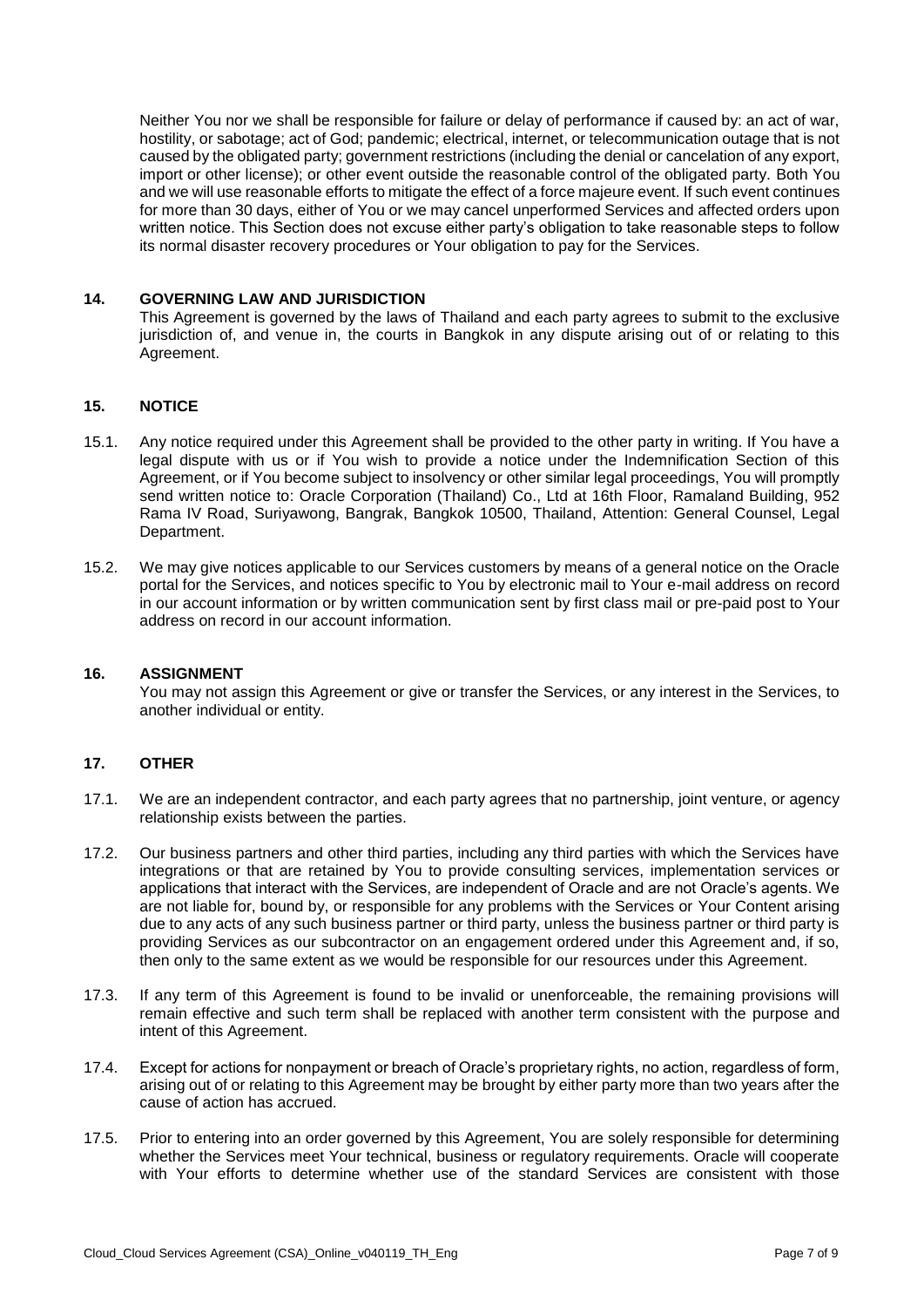Neither You nor we shall be responsible for failure or delay of performance if caused by: an act of war, hostility, or sabotage; act of God; pandemic; electrical, internet, or telecommunication outage that is not caused by the obligated party; government restrictions (including the denial or cancelation of any export, import or other license); or other event outside the reasonable control of the obligated party. Both You and we will use reasonable efforts to mitigate the effect of a force majeure event. If such event continues for more than 30 days, either of You or we may cancel unperformed Services and affected orders upon written notice. This Section does not excuse either party's obligation to take reasonable steps to follow its normal disaster recovery procedures or Your obligation to pay for the Services.

## 14. GOVERNING LAW AND JURISDICTION

This Agreement is governed by the laws of Thailand and each party agrees to submit to the exclusive jurisdiction of, and venue in, the courts in Bangkok in any dispute arising out of or relating to this Agreement.

## 15. NOTICE

15.1. Any notice required under this Agreement shall be provided to the other party in writing. If You have a legal dispute with us or if You wish to provide a notice under the Indemnification Section of this Agreement, or if You become subject to insolvency or other similar legal proceedings, You will promptly send written notice to: Oracle Corporation (Thailand) Co., Ltd at 16th Floor, Ramaland Building, 952 Rama IV Road, Suriyawong, Bangrak, Bangkok 10500, Thailand, Attention: General Counsel, Legal Department.

15.2. We may give notices applicable to our Services customers by means of a general notice on the Oracle portal for the Services, and notices specific to You by electronic mail to Your e-mail address on record in our account information or by written communication sent by first class mail or pre-paid post to Your address on record in our account information.

## 16. ASSIGNMENT

You may not assign this Agreement or give or transfer the Services, or any interest in the Services, to another individual or entity.

## 17. OTHER

17.1. We are an independent contractor, and each party agrees that no partnership, joint venture, or agency relationship exists between the parties.

17.2. Our business partners and other third parties, including any third parties with which the Services have integrations or that are retained by You to provide consulting services, implementation services or applications that interact with the Services, are independent of Oracle and are not Oracle's agents. We are not liable for, bound by, or responsible for any problems with the Services or Your Content arising due to any acts of any such business partner or third party, unless the business partner or third party is providing Services as our subcontractor on an engagement ordered under this Agreement and, if so, then only to the same extent as we would be responsible for our resources under this Agreement.

17.3. If any term of this Agreement is found to be invalid or unenforceable, the remaining provisions will remain effective and such term shall be replaced with another term consistent with the purpose and intent of this Agreement.

17.4. Except for actions for nonpayment or breach of Oracle's proprietary rights, no action, regardless of form, arising out of or relating to this Agreement may be brought by either party more than two years after the cause of action has accrued.

17.5. Prior to entering into an order governed by this Agreement, You are solely responsible for determining whether the Services meet Your technical, business or regulatory requirements. Oracle will cooperate with Your efforts to determine whether use of the standard Services are consistent with those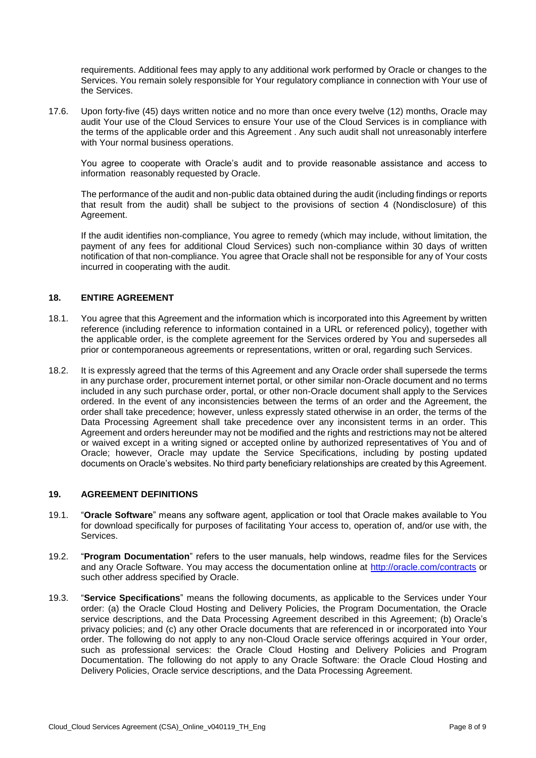requirements. Additional fees may apply to any additional work performed by Oracle or changes to the Services. You remain solely responsible for Your regulatory compliance in connection with Your use of the Services.

17.6. Upon forty-five (45) days written notice and no more than once every twelve (12) months, Oracle may audit Your use of the Cloud Services to ensure Your use of the Cloud Services is in compliance with the terms of the applicable order and this Agreement . Any such audit shall not unreasonably interfere with Your normal business operations.

You agree to cooperate with Oracle's audit and to provide reasonable assistance and access to information reasonably requested by Oracle.

The performance of the audit and non-public data obtained during the audit (including findings or reports that result from the audit) shall be subject to the provisions of section 4 (Nondisclosure) of this Agreement.

If the audit identifies non-compliance, You agree to remedy (which may include, without limitation, the payment of any fees for additional Cloud Services) such non-compliance within 30 days of written notification of that non-compliance. You agree that Oracle shall not be responsible for any of Your costs incurred in cooperating with the audit.

## 18. ENTIRE AGREEMENT

18.1. You agree that this Agreement and the information which is incorporated into this Agreement by written reference (including reference to information contained in a URL or referenced policy), together with the applicable order, is the complete agreement for the Services ordered by You and supersedes all prior or contemporaneous agreements or representations, written or oral, regarding such Services.

18.2. It is expressly agreed that the terms of this Agreement and any Oracle order shall supersede the terms in any purchase order, procurement internet portal, or other similar non-Oracle document and no terms included in any such purchase order, portal, or other non-Oracle document shall apply to the Services ordered. In the event of any inconsistencies between the terms of an order and the Agreement, the order shall take precedence; however, unless expressly stated otherwise in an order, the terms of the Data Processing Agreement shall take precedence over any inconsistent terms in an order. This Agreement and orders hereunder may not be modified and the rights and restrictions may not be altered or waived except in a writing signed or accepted online by authorized representatives of You and of Oracle; however, Oracle may update the Service Specifications, including by posting updated documents on Oracle's websites. No third party beneficiary relationships are created by this Agreement.

## 19. AGREEMENT DEFINITIONS

19.1. "**Oracle Software**" means any software agent, application or tool that Oracle makes available to You for download specifically for purposes of facilitating Your access to, operation of, and/or use with, the Services.

19.2. "**Program Documentation**" refers to the user manuals, help windows, readme files for the Services and any Oracle Software. You may access the documentation online at http://oracle.com/contracts or such other address specified by Oracle.

19.3. "**Service Specifications**" means the following documents, as applicable to the Services under Your order: (a) the Oracle Cloud Hosting and Delivery Policies, the Program Documentation, the Oracle service descriptions, and the Data Processing Agreement described in this Agreement; (b) Oracle's privacy policies; and (c) any other Oracle documents that are referenced in or incorporated into Your order. The following do not apply to any non-Cloud Oracle service offerings acquired in Your order, such as professional services: the Oracle Cloud Hosting and Delivery Policies and Program Documentation. The following do not apply to any Oracle Software: the Oracle Cloud Hosting and Delivery Policies, Oracle service descriptions, and the Data Processing Agreement.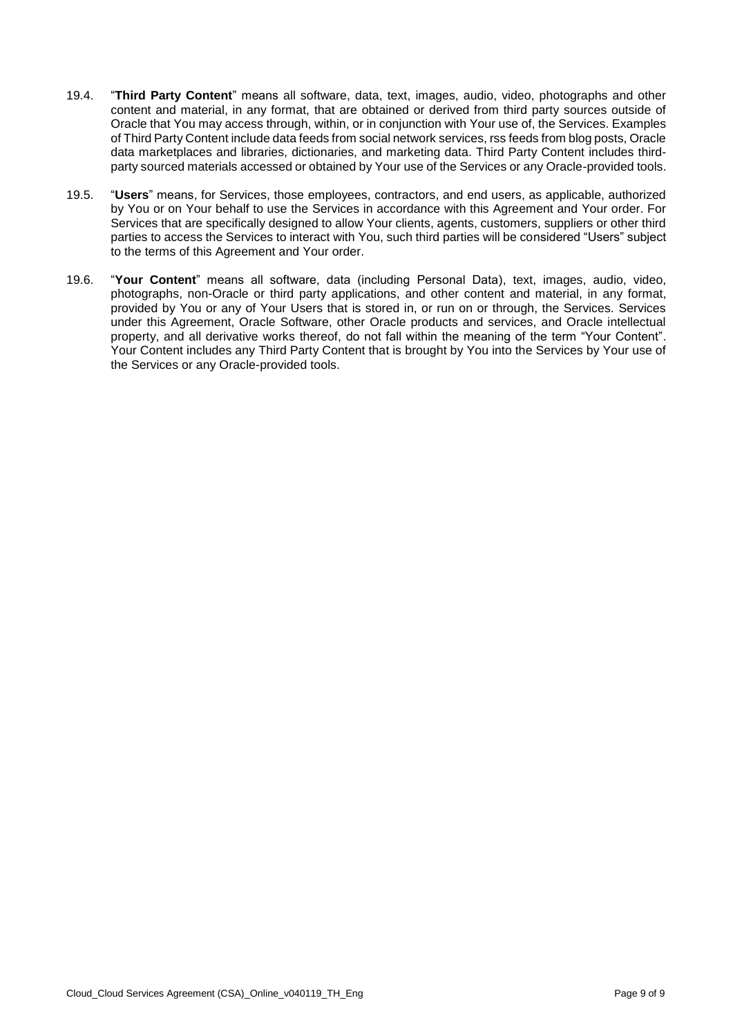19.4. "**Third Party Content**" means all software, data, text, images, audio, video, photographs and other content and material, in any format, that are obtained or derived from third party sources outside of Oracle that You may access through, within, or in conjunction with Your use of, the Services. Examples of Third Party Content include data feeds from social network services, rss feeds from blog posts, Oracle data marketplaces and libraries, dictionaries, and marketing data. Third Party Content includes third-party sourced materials accessed or obtained by Your use of the Services or any Oracle-provided tools.

19.5. "**Users**" means, for Services, those employees, contractors, and end users, as applicable, authorized by You or on Your behalf to use the Services in accordance with this Agreement and Your order. For Services that are specifically designed to allow Your clients, agents, customers, suppliers or other third parties to access the Services to interact with You, such third parties will be considered "Users" subject to the terms of this Agreement and Your order.

19.6. "**Your Content**" means all software, data (including Personal Data), text, images, audio, video, photographs, non-Oracle or third party applications, and other content and material, in any format, provided by You or any of Your Users that is stored in, or run on or through, the Services. Services under this Agreement, Oracle Software, other Oracle products and services, and Oracle intellectual property, and all derivative works thereof, do not fall within the meaning of the term "Your Content". Your Content includes any Third Party Content that is brought by You into the Services by Your use of the Services or any Oracle-provided tools.